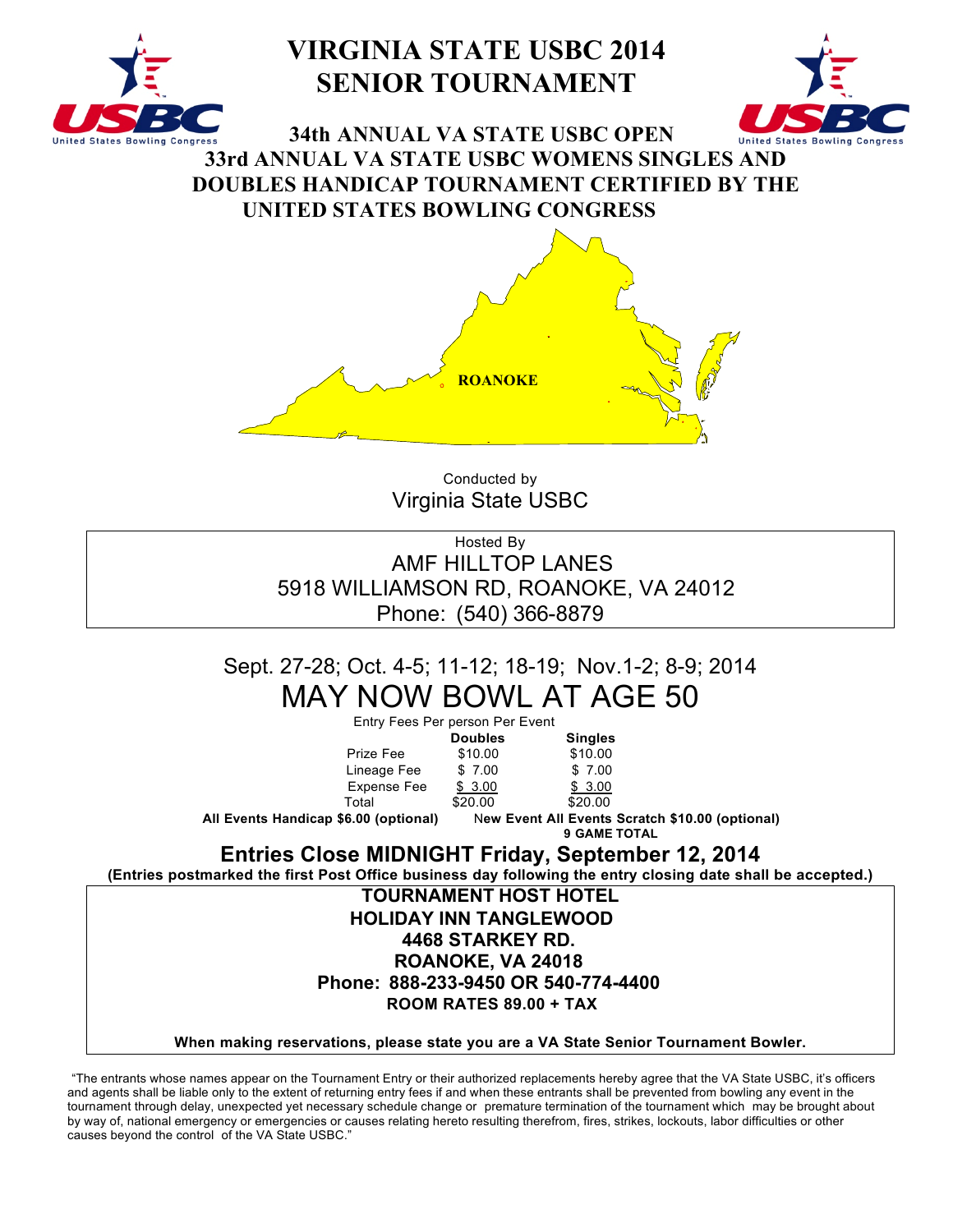# VIRGINIA STATE USBC 2014 SENIOR TOURNAMENT

## 34th ANNUAL VA STATE USBC OPEN 33rd ANNUAL VA STATE USBC WOMENS SINGLES AND DOUBLES HANDICAP TOURNAMENT CERTIFIED BY THE UNITED STATES BOWLING CONGRESS

ROANOKE

Conducted by

Virginia State USBC

Hosted By

AMF HILLTOP LANES

5918 WILLIAMSON RD, ROANOKE, VA 24012

Phone: (540) 366-8879

Sept. 27-28; Oct. 4-5; 11-12; 18-19; Nov.1-2; 8-9; 2014

# MAY NOW BOWL AT AGE 50

Entry Fees Per person Per Event

| | Doubles | Singles |
|---|---|---|
| Prize Fee | $10.00 | $10.00 |
| Lineage Fee | $ 7.00 | $ 7.00 |
| Expense Fee | $ 3.00 | $ 3.00 |
| Total | $20.00 | $20.00 |

**All Events Handicap $6.00 (optional)** **New Event All Events Scratch $10.00 (optional)**
**9 GAME TOTAL**

## Entries Close MIDNIGHT Friday, September 12, 2014

**(Entries postmarked the first Post Office business day following the entry closing date shall be accepted.)**

**TOURNAMENT HOST HOTEL**
**HOLIDAY INN TANGLEWOOD**
**4468 STARKEY RD.**
**ROANOKE, VA 24018**
**Phone: 888-233-9450 OR 540-774-4400**
**ROOM RATES 89.00 + TAX**

**When making reservations, please state you are a VA State Senior Tournament Bowler.**

"The entrants whose names appear on the Tournament Entry or their authorized replacements hereby agree that the VA State USBC, it's officers and agents shall be liable only to the extent of returning entry fees if and when these entrants shall be prevented from bowling any event in the tournament through delay, unexpected yet necessary schedule change or premature termination of the tournament which may be brought about by way of, national emergency or emergencies or causes relating hereto resulting therefrom, fires, strikes, lockouts, labor difficulties or other causes beyond the control of the VA State USBC."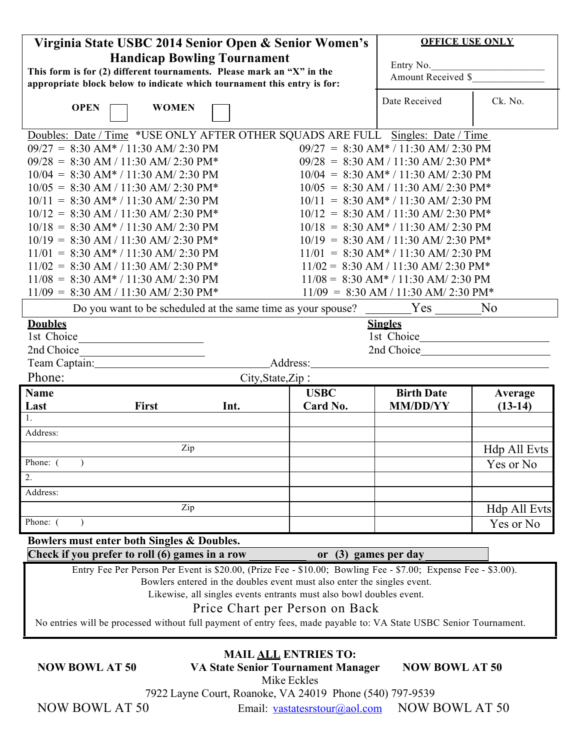# Virginia State USBC 2014 Senior Open & Senior Women's Handicap Bowling Tournament

**This form is for (2) different tournaments. Please mark an "X" in the appropriate block below to indicate which tournament this entry is for:**

**OPEN** ☐ **WOMEN** ☐

| **OFFICE USE ONLY** | |
|---|---|
| Entry No.______________________ | |
| Amount Received $______________ | |
| Date Received | Ck. No. |

| Doubles: Date / Time *USE ONLY AFTER OTHER SQUADS ARE FULL | Singles: Date / Time |
|---|---|
| 09/27 = 8:30 AM* / 11:30 AM/ 2:30 PM | 09/27 = 8:30 AM* / 11:30 AM/ 2:30 PM |
| 09/28 = 8:30 AM / 11:30 AM/ 2:30 PM* | 09/28 = 8:30 AM / 11:30 AM/ 2:30 PM* |
| 10/04 = 8:30 AM* / 11:30 AM/ 2:30 PM | 10/04 = 8:30 AM* / 11:30 AM/ 2:30 PM |
| 10/05 = 8:30 AM / 11:30 AM/ 2:30 PM* | 10/05 = 8:30 AM / 11:30 AM/ 2:30 PM* |
| 10/11 = 8:30 AM* / 11:30 AM/ 2:30 PM | 10/11 = 8:30 AM* / 11:30 AM/ 2:30 PM |
| 10/12 = 8:30 AM / 11:30 AM/ 2:30 PM* | 10/12 = 8:30 AM / 11:30 AM/ 2:30 PM* |
| 10/18 = 8:30 AM* / 11:30 AM/ 2:30 PM | 10/18 = 8:30 AM* / 11:30 AM/ 2:30 PM |
| 10/19 = 8:30 AM / 11:30 AM/ 2:30 PM* | 10/19 = 8:30 AM / 11:30 AM/ 2:30 PM* |
| 11/01 = 8:30 AM* / 11:30 AM/ 2:30 PM | 11/01 = 8:30 AM* / 11:30 AM/ 2:30 PM |
| 11/02 = 8:30 AM / 11:30 AM/ 2:30 PM* | 11/02 = 8:30 AM / 11:30 AM/ 2:30 PM* |
| 11/08 = 8:30 AM* / 11:30 AM/ 2:30 PM | 11/08 = 8:30 AM* / 11:30 AM/ 2:30 PM |
| 11/09 = 8:30 AM / 11:30 AM/ 2:30 PM* | 11/09 = 8:30 AM / 11:30 AM/ 2:30 PM* |

Do you want to be scheduled at the same time as your spouse? _______Yes _______No

**Doubles**
1st Choice____________________
2nd Choice____________________

**Singles**
1st Choice____________________
2nd Choice____________________

Team Captain:____________________________ Address:________________________________________

Phone: City,State,Zip :

| **Name** Last | **First** | **Int.** | **USBC Card No.** | **Birth Date MM/DD/YY** | **Average (13-14)** |
|---|---|---|---|---|---|
| 1. | | | | | |
| Address: | | | | | |
| | Zip | | | | Hdp All Evts |
| Phone: ( ) | | | | | Yes or No |
| 2. | | | | | |
| Address: | | | | | |
| | Zip | | | | Hdp All Evts |
| Phone: ( ) | | | | | Yes or No |

**Bowlers must enter both Singles & Doubles.**

**Check if you prefer to roll (6) games in a row __________ or (3) games per day __________**

Entry Fee Per Person Per Event is $20.00, (Prize Fee - $10.00; Bowling Fee - $7.00; Expense Fee - $3.00).
Bowlers entered in the doubles event must also enter the singles event.
Likewise, all singles events entrants must also bowl doubles event.

Price Chart per Person on Back

No entries will be processed without full payment of entry fees, made payable to: VA State USBC Senior Tournament.

**MAIL ALL ENTRIES TO:**

**NOW BOWL AT 50** **VA State Senior Tournament Manager** **NOW BOWL AT 50**

Mike Eckles
7922 Layne Court, Roanoke, VA 24019 Phone (540) 797-9539

NOW BOWL AT 50 Email: vastatesrstour@aol.com NOW BOWL AT 50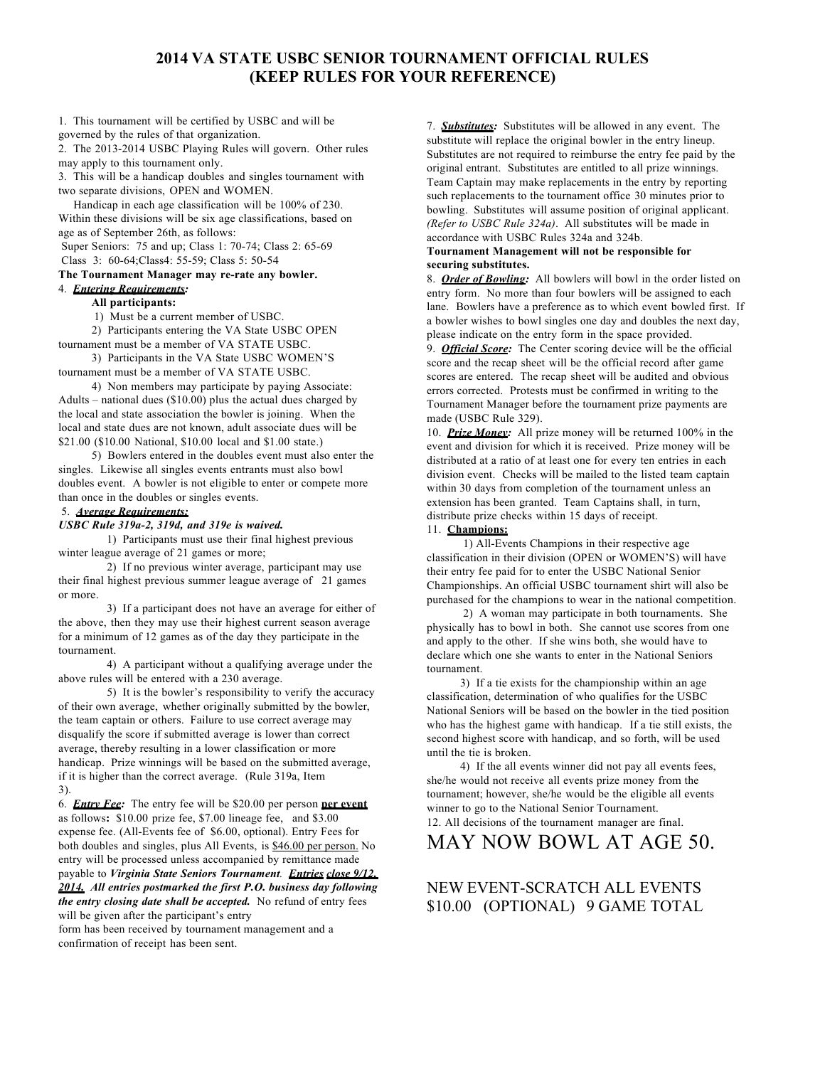# 2014 VA STATE USBC SENIOR TOURNAMENT OFFICIAL RULES
# (KEEP RULES FOR YOUR REFERENCE)

1. This tournament will be certified by USBC and will be governed by the rules of that organization.

2. The 2013-2014 USBC Playing Rules will govern. Other rules may apply to this tournament only.

3. This will be a handicap doubles and singles tournament with two separate divisions, OPEN and WOMEN.

Handicap in each age classification will be 100% of 230. Within these divisions will be six age classifications, based on age as of September 26th, as follows:

Super Seniors: 75 and up; Class 1: 70-74; Class 2: 65-69
Class 3: 60-64;Class4: 55-59; Class 5: 50-54

**The Tournament Manager may re-rate any bowler.**

4. ***Entering Requirements:***

**All participants:**

1) Must be a current member of USBC.

2) Participants entering the VA State USBC OPEN tournament must be a member of VA STATE USBC.

3) Participants in the VA State USBC WOMEN'S tournament must be a member of VA STATE USBC.

4) Non members may participate by paying Associate: Adults – national dues ($10.00) plus the actual dues charged by the local and state association the bowler is joining. When the local and state dues are not known, adult associate dues will be $21.00 ($10.00 National, $10.00 local and $1.00 state.)

5) Bowlers entered in the doubles event must also enter the singles. Likewise all singles events entrants must also bowl doubles event. A bowler is not eligible to enter or compete more than once in the doubles or singles events.

5. ***Average Requirements:***

***USBC Rule 319a-2, 319d, and 319e is waived.***

1) Participants must use their final highest previous winter league average of 21 games or more;

2) If no previous winter average, participant may use their final highest previous summer league average of 21 games or more.

3) If a participant does not have an average for either of the above, then they may use their highest current season average for a minimum of 12 games as of the day they participate in the tournament.

4) A participant without a qualifying average under the above rules will be entered with a 230 average.

5) It is the bowler's responsibility to verify the accuracy of their own average, whether originally submitted by the bowler, the team captain or others. Failure to use correct average may disqualify the score if submitted average is lower than correct average, thereby resulting in a lower classification or more handicap. Prize winnings will be based on the submitted average, if it is higher than the correct average. (Rule 319a, Item 3).

6. ***Entry Fee:*** The entry fee will be $20.00 per person **per event** as follows**:** $10.00 prize fee, $7.00 lineage fee, and $3.00 expense fee. (All-Events fee of $6.00, optional). Entry Fees for both doubles and singles, plus All Events, is $46.00 per person. No entry will be processed unless accompanied by remittance made payable to ***Virginia State Seniors Tournament***. ***Entries close 9/12, 2014. All entries postmarked the first P.O. business day following the entry closing date shall be accepted.*** No refund of entry fees will be given after the participant's entry form has been received by tournament management and a confirmation of receipt has been sent.

7. ***Substitutes:*** Substitutes will be allowed in any event. The substitute will replace the original bowler in the entry lineup. Substitutes are not required to reimburse the entry fee paid by the original entrant. Substitutes are entitled to all prize winnings. Team Captain may make replacements in the entry by reporting such replacements to the tournament office 30 minutes prior to bowling. Substitutes will assume position of original applicant. *(Refer to USBC Rule 324a)*. All substitutes will be made in accordance with USBC Rules 324a and 324b.

**Tournament Management will not be responsible for securing substitutes.**

8. ***Order of Bowling:*** All bowlers will bowl in the order listed on entry form. No more than four bowlers will be assigned to each lane. Bowlers have a preference as to which event bowled first. If a bowler wishes to bowl singles one day and doubles the next day, please indicate on the entry form in the space provided.

9. ***Official Score:*** The Center scoring device will be the official score and the recap sheet will be the official record after game scores are entered. The recap sheet will be audited and obvious errors corrected. Protests must be confirmed in writing to the Tournament Manager before the tournament prize payments are made (USBC Rule 329).

10. ***Prize Money:*** All prize money will be returned 100% in the event and division for which it is received. Prize money will be distributed at a ratio of at least one for every ten entries in each division event. Checks will be mailed to the listed team captain within 30 days from completion of the tournament unless an extension has been granted. Team Captains shall, in turn, distribute prize checks within 15 days of receipt.

11. **Champions:**

1) All-Events Champions in their respective age classification in their division (OPEN or WOMEN'S) will have their entry fee paid for to enter the USBC National Senior Championships. An official USBC tournament shirt will also be purchased for the champions to wear in the national competition.

2) A woman may participate in both tournaments. She physically has to bowl in both. She cannot use scores from one and apply to the other. If she wins both, she would have to declare which one she wants to enter in the National Seniors tournament.

3) If a tie exists for the championship within an age classification, determination of who qualifies for the USBC National Seniors will be based on the bowler in the tied position who has the highest game with handicap. If a tie still exists, the second highest score with handicap, and so forth, will be used until the tie is broken.

4) If the all events winner did not pay all events fees, she/he would not receive all events prize money from the tournament; however, she/he would be the eligible all events winner to go to the National Senior Tournament.

12. All decisions of the tournament manager are final.

# MAY NOW BOWL AT AGE 50.

## NEW EVENT-SCRATCH ALL EVENTS $10.00 (OPTIONAL) 9 GAME TOTAL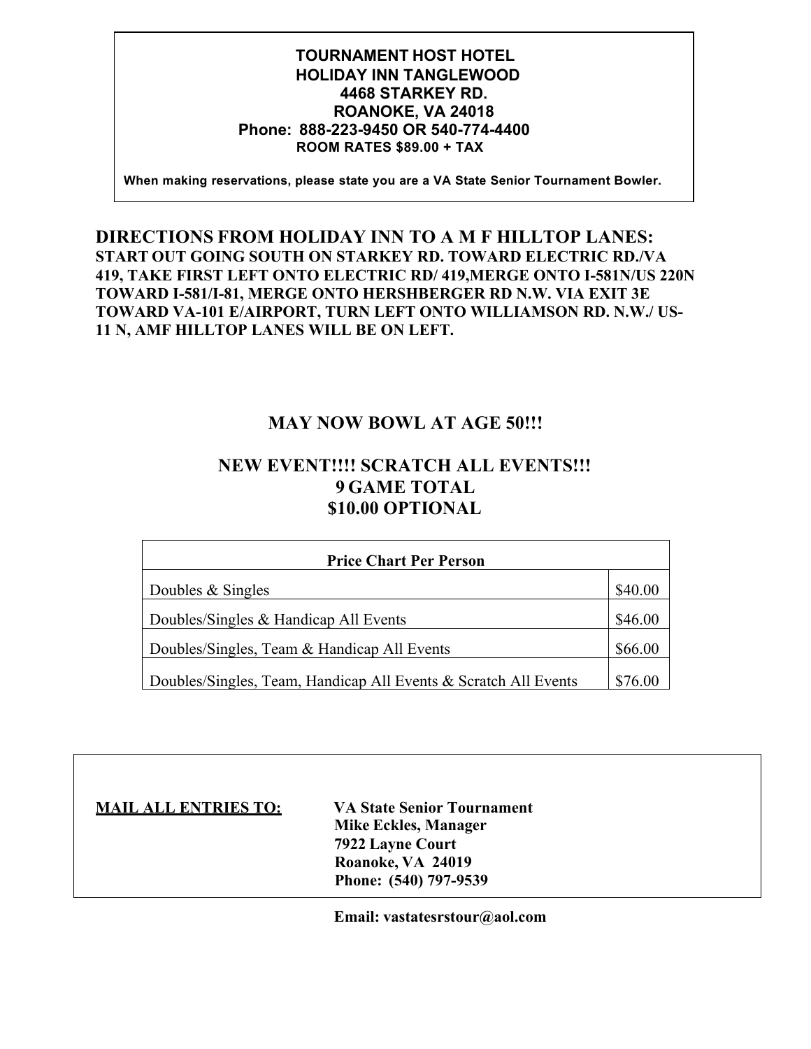**TOURNAMENT HOST HOTEL**
**HOLIDAY INN TANGLEWOOD**
**4468 STARKEY RD.**
**ROANOKE, VA 24018**
**Phone: 888-223-9450 OR 540-774-4400**
**ROOM RATES $89.00 + TAX**

**When making reservations, please state you are a VA State Senior Tournament Bowler.**

## DIRECTIONS FROM HOLIDAY INN TO A M F HILLTOP LANES:

**START OUT GOING SOUTH ON STARKEY RD. TOWARD ELECTRIC RD./VA 419, TAKE FIRST LEFT ONTO ELECTRIC RD/ 419,MERGE ONTO I-581N/US 220N TOWARD I-581/I-81, MERGE ONTO HERSHBERGER RD N.W. VIA EXIT 3E TOWARD VA-101 E/AIRPORT, TURN LEFT ONTO WILLIAMSON RD. N.W./ US-11 N, AMF HILLTOP LANES WILL BE ON LEFT.**

## MAY NOW BOWL AT AGE 50!!!

## NEW EVENT!!!! SCRATCH ALL EVENTS!!!
## 9 GAME TOTAL
## $10.00 OPTIONAL

| Price Chart Per Person | |
|---|---|
| Doubles & Singles | $40.00 |
| Doubles/Singles & Handicap All Events | $46.00 |
| Doubles/Singles, Team & Handicap All Events | $66.00 |
| Doubles/Singles, Team, Handicap All Events & Scratch All Events | $76.00 |

**MAIL ALL ENTRIES TO:**

**VA State Senior Tournament**
**Mike Eckles, Manager**
**7922 Layne Court**
**Roanoke, VA 24019**
**Phone: (540) 797-9539**

**Email: vastatesrstour@aol.com**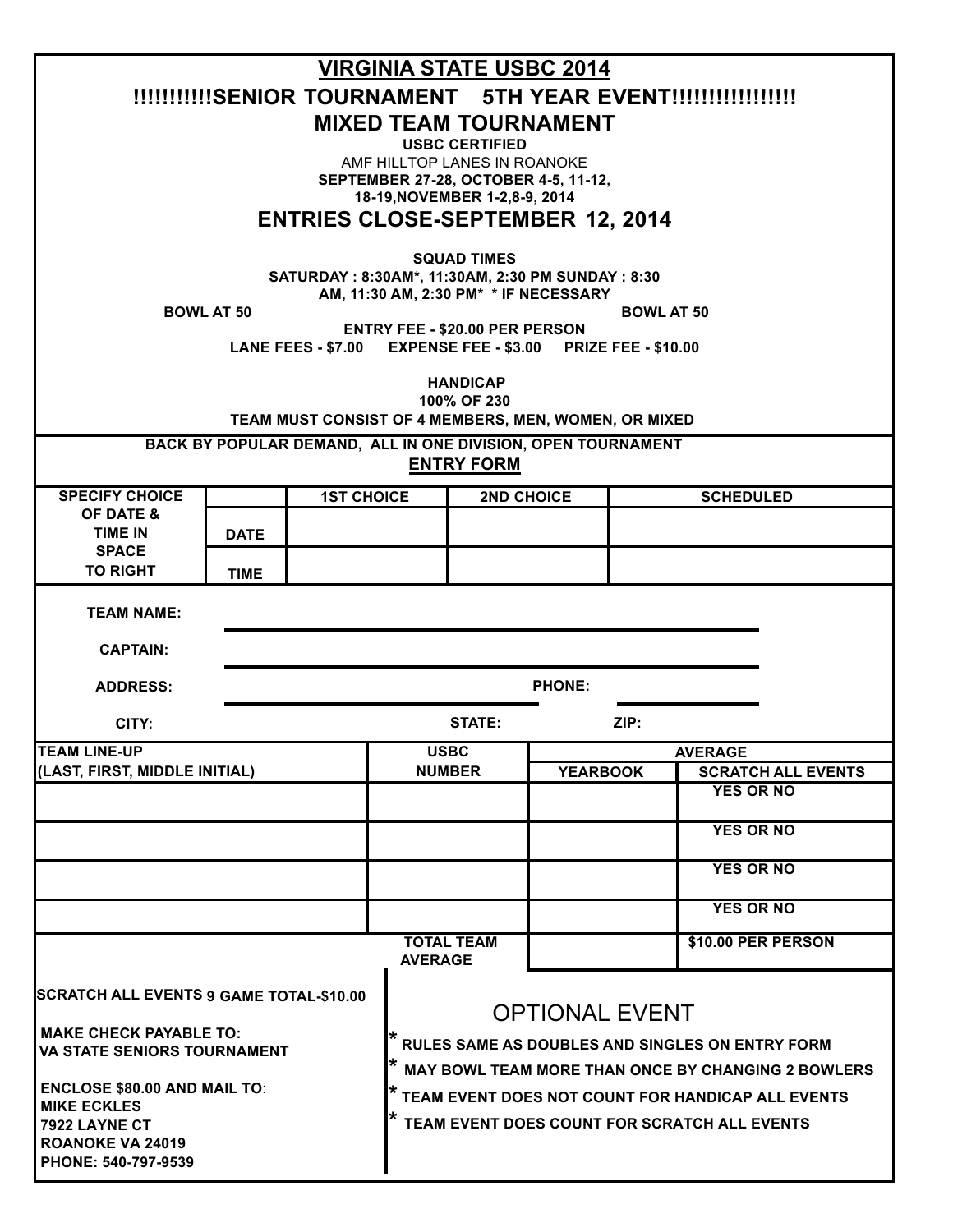# VIRGINIA STATE USBC 2014

## !!!!!!!!!!!SENIOR TOURNAMENT 5TH YEAR EVENT!!!!!!!!!!!!!!!!

## MIXED TEAM TOURNAMENT

**USBC CERTIFIED**

AMF HILLTOP LANES IN ROANOKE

**SEPTEMBER 27-28, OCTOBER 4-5, 11-12, 18-19,NOVEMBER 1-2,8-9, 2014**

## ENTRIES CLOSE-SEPTEMBER 12, 2014

**SQUAD TIMES**

**SATURDAY : 8:30AM*, 11:30AM, 2:30 PM SUNDAY : 8:30 AM, 11:30 AM, 2:30 PM* * IF NECESSARY**

**BOWL AT 50** **BOWL AT 50**

**ENTRY FEE - $20.00 PER PERSON**

**LANE FEES - $7.00 EXPENSE FEE - $3.00 PRIZE FEE - $10.00**

**HANDICAP**

**100% OF 230**

**TEAM MUST CONSIST OF 4 MEMBERS, MEN, WOMEN, OR MIXED**

**BACK BY POPULAR DEMAND, ALL IN ONE DIVISION, OPEN TOURNAMENT**

**ENTRY FORM**

| SPECIFY CHOICE OF DATE & TIME IN SPACE TO RIGHT | | 1ST CHOICE | 2ND CHOICE | SCHEDULED |
|---|---|---|---|---|
| | DATE | | | |
| | TIME | | | |

**TEAM NAME:** ____________________

**CAPTAIN:** ____________________

**ADDRESS:** ____________________ **PHONE:** ____________

**CITY:** **STATE:** **ZIP:**

| TEAM LINE-UP (LAST, FIRST, MIDDLE INITIAL) | USBC NUMBER | AVERAGE YEARBOOK | SCRATCH ALL EVENTS |
|---|---|---|---|
| | | | YES OR NO |
| | | | YES OR NO |
| | | | YES OR NO |
| | | | YES OR NO |
| | TOTAL TEAM AVERAGE | | $10.00 PER PERSON |

**SCRATCH ALL EVENTS 9 GAME TOTAL-$10.00**

**MAKE CHECK PAYABLE TO:**
**VA STATE SENIORS TOURNAMENT**

**ENCLOSE $80.00 AND MAIL TO:**
**MIKE ECKLES**
**7922 LAYNE CT**
**ROANOKE VA 24019**
**PHONE: 540-797-9539**

## OPTIONAL EVENT

* **RULES SAME AS DOUBLES AND SINGLES ON ENTRY FORM**
* **MAY BOWL TEAM MORE THAN ONCE BY CHANGING 2 BOWLERS**
* **TEAM EVENT DOES NOT COUNT FOR HANDICAP ALL EVENTS**
* **TEAM EVENT DOES COUNT FOR SCRATCH ALL EVENTS**